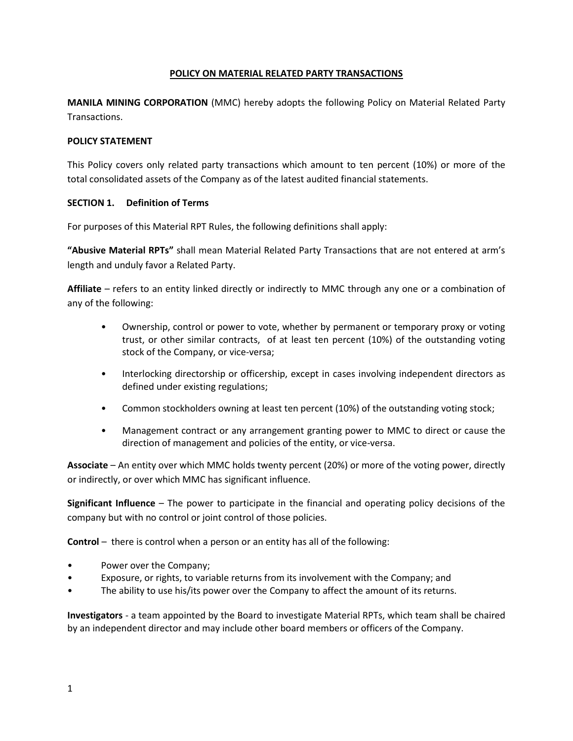# POLICY ON MATERIAL RELATED PARTY TRANSACTIONS

**MANILA MINING CORPORATION** (MMC) hereby adopts the following Policy on Material Related Party Transactions.

**POLICY STATEMENT**

This Policy covers only related party transactions which amount to ten percent (10%) or more of the total consolidated assets of the Company as of the latest audited financial statements.

**SECTION 1. Definition of Terms**

For purposes of this Material RPT Rules, the following definitions shall apply:

**"Abusive Material RPTs"** shall mean Material Related Party Transactions that are not entered at arm's length and unduly favor a Related Party.

**Affiliate** – refers to an entity linked directly or indirectly to MMC through any one or a combination of any of the following:

- Ownership, control or power to vote, whether by permanent or temporary proxy or voting trust, or other similar contracts, of at least ten percent (10%) of the outstanding voting stock of the Company, or vice-versa;
- Interlocking directorship or officership, except in cases involving independent directors as defined under existing regulations;
- Common stockholders owning at least ten percent (10%) of the outstanding voting stock;
- Management contract or any arrangement granting power to MMC to direct or cause the direction of management and policies of the entity, or vice-versa.

**Associate** – An entity over which MMC holds twenty percent (20%) or more of the voting power, directly or indirectly, or over which MMC has significant influence.

**Significant Influence** – The power to participate in the financial and operating policy decisions of the company but with no control or joint control of those policies.

**Control** – there is control when a person or an entity has all of the following:

- Power over the Company;
- Exposure, or rights, to variable returns from its involvement with the Company; and
- The ability to use his/its power over the Company to affect the amount of its returns.

**Investigators** - a team appointed by the Board to investigate Material RPTs, which team shall be chaired by an independent director and may include other board members or officers of the Company.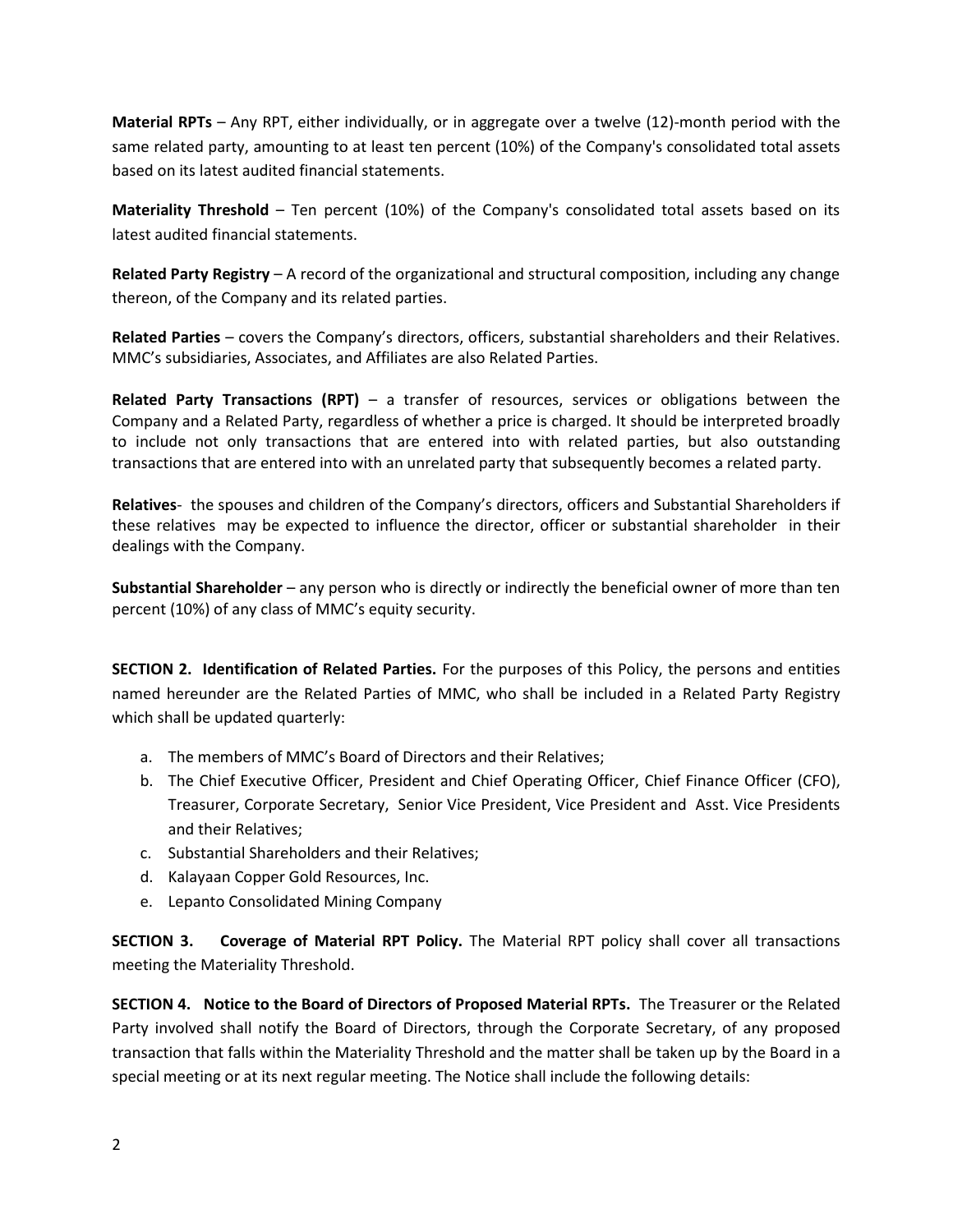**Material RPTs** – Any RPT, either individually, or in aggregate over a twelve (12)-month period with the same related party, amounting to at least ten percent (10%) of the Company's consolidated total assets based on its latest audited financial statements.

**Materiality Threshold** – Ten percent (10%) of the Company's consolidated total assets based on its latest audited financial statements.

**Related Party Registry** – A record of the organizational and structural composition, including any change thereon, of the Company and its related parties.

**Related Parties** – covers the Company's directors, officers, substantial shareholders and their Relatives. MMC's subsidiaries, Associates, and Affiliates are also Related Parties.

**Related Party Transactions (RPT)** – a transfer of resources, services or obligations between the Company and a Related Party, regardless of whether a price is charged. It should be interpreted broadly to include not only transactions that are entered into with related parties, but also outstanding transactions that are entered into with an unrelated party that subsequently becomes a related party.

**Relatives**- the spouses and children of the Company's directors, officers and Substantial Shareholders if these relatives may be expected to influence the director, officer or substantial shareholder in their dealings with the Company.

**Substantial Shareholder** – any person who is directly or indirectly the beneficial owner of more than ten percent (10%) of any class of MMC's equity security.

**SECTION 2. Identification of Related Parties.** For the purposes of this Policy, the persons and entities named hereunder are the Related Parties of MMC, who shall be included in a Related Party Registry which shall be updated quarterly:

a. The members of MMC's Board of Directors and their Relatives;
b. The Chief Executive Officer, President and Chief Operating Officer, Chief Finance Officer (CFO), Treasurer, Corporate Secretary, Senior Vice President, Vice President and Asst. Vice Presidents and their Relatives;
c. Substantial Shareholders and their Relatives;
d. Kalayaan Copper Gold Resources, Inc.
e. Lepanto Consolidated Mining Company

**SECTION 3. Coverage of Material RPT Policy.** The Material RPT policy shall cover all transactions meeting the Materiality Threshold.

**SECTION 4. Notice to the Board of Directors of Proposed Material RPTs.** The Treasurer or the Related Party involved shall notify the Board of Directors, through the Corporate Secretary, of any proposed transaction that falls within the Materiality Threshold and the matter shall be taken up by the Board in a special meeting or at its next regular meeting. The Notice shall include the following details: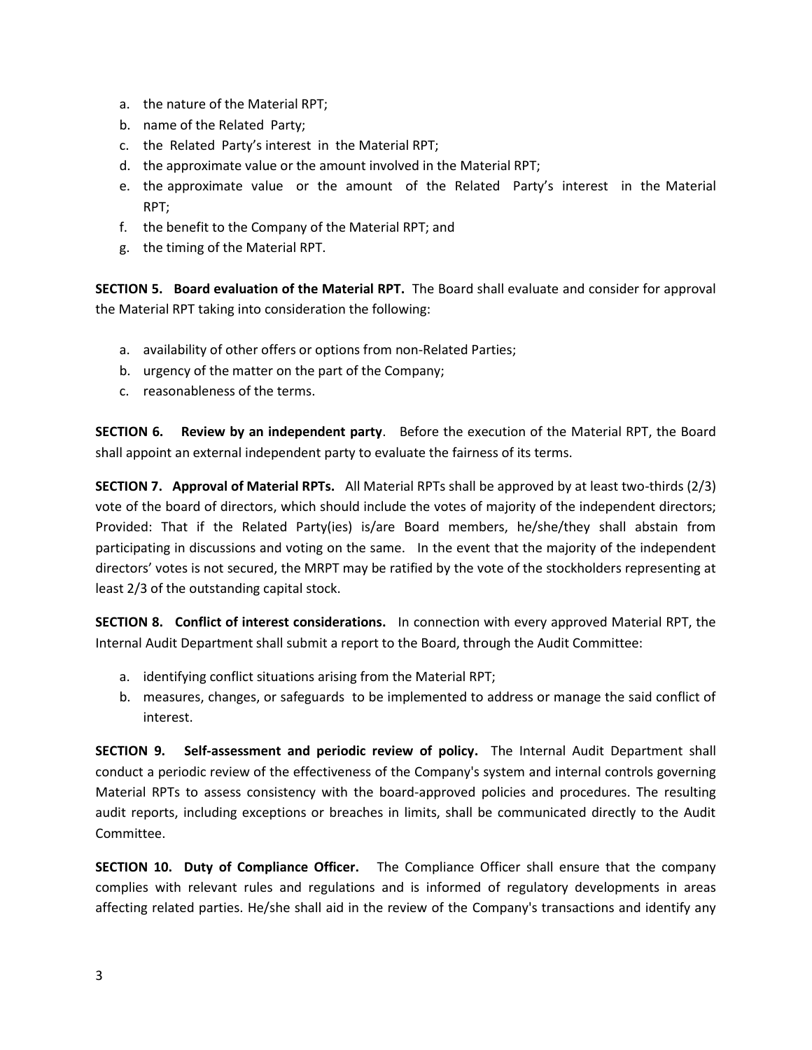a. the nature of the Material RPT;
b. name of the Related Party;
c. the Related Party's interest in the Material RPT;
d. the approximate value or the amount involved in the Material RPT;
e. the approximate value or the amount of the Related Party's interest in the Material RPT;
f. the benefit to the Company of the Material RPT; and
g. the timing of the Material RPT.

**SECTION 5. Board evaluation of the Material RPT.** The Board shall evaluate and consider for approval the Material RPT taking into consideration the following:

a. availability of other offers or options from non-Related Parties;
b. urgency of the matter on the part of the Company;
c. reasonableness of the terms.

**SECTION 6. Review by an independent party**. Before the execution of the Material RPT, the Board shall appoint an external independent party to evaluate the fairness of its terms.

**SECTION 7. Approval of Material RPTs.** All Material RPTs shall be approved by at least two-thirds (2/3) vote of the board of directors, which should include the votes of majority of the independent directors; Provided: That if the Related Party(ies) is/are Board members, he/she/they shall abstain from participating in discussions and voting on the same. In the event that the majority of the independent directors' votes is not secured, the MRPT may be ratified by the vote of the stockholders representing at least 2/3 of the outstanding capital stock.

**SECTION 8. Conflict of interest considerations.** In connection with every approved Material RPT, the Internal Audit Department shall submit a report to the Board, through the Audit Committee:

a. identifying conflict situations arising from the Material RPT;
b. measures, changes, or safeguards to be implemented to address or manage the said conflict of interest.

**SECTION 9. Self-assessment and periodic review of policy.** The Internal Audit Department shall conduct a periodic review of the effectiveness of the Company's system and internal controls governing Material RPTs to assess consistency with the board-approved policies and procedures. The resulting audit reports, including exceptions or breaches in limits, shall be communicated directly to the Audit Committee.

**SECTION 10. Duty of Compliance Officer.** The Compliance Officer shall ensure that the company complies with relevant rules and regulations and is informed of regulatory developments in areas affecting related parties. He/she shall aid in the review of the Company's transactions and identify any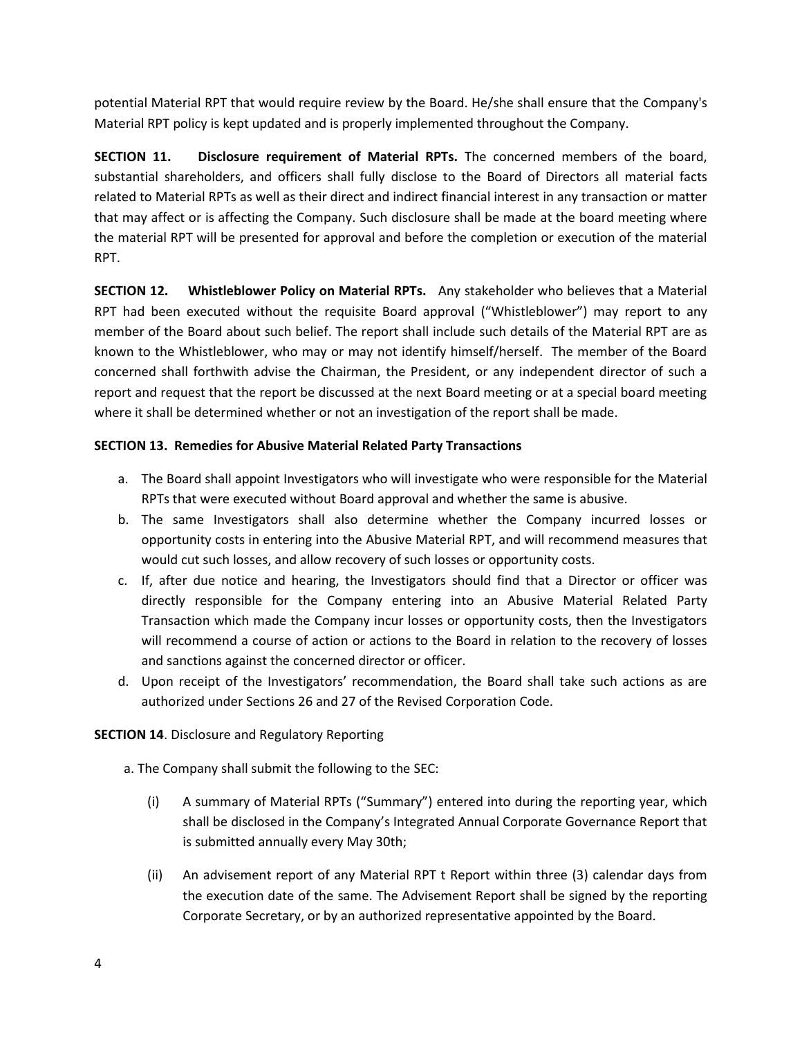potential Material RPT that would require review by the Board. He/she shall ensure that the Company's Material RPT policy is kept updated and is properly implemented throughout the Company.

**SECTION 11. Disclosure requirement of Material RPTs.** The concerned members of the board, substantial shareholders, and officers shall fully disclose to the Board of Directors all material facts related to Material RPTs as well as their direct and indirect financial interest in any transaction or matter that may affect or is affecting the Company. Such disclosure shall be made at the board meeting where the material RPT will be presented for approval and before the completion or execution of the material RPT.

**SECTION 12. Whistleblower Policy on Material RPTs.** Any stakeholder who believes that a Material RPT had been executed without the requisite Board approval ("Whistleblower") may report to any member of the Board about such belief. The report shall include such details of the Material RPT are as known to the Whistleblower, who may or may not identify himself/herself. The member of the Board concerned shall forthwith advise the Chairman, the President, or any independent director of such a report and request that the report be discussed at the next Board meeting or at a special board meeting where it shall be determined whether or not an investigation of the report shall be made.

**SECTION 13. Remedies for Abusive Material Related Party Transactions**

a. The Board shall appoint Investigators who will investigate who were responsible for the Material RPTs that were executed without Board approval and whether the same is abusive.
b. The same Investigators shall also determine whether the Company incurred losses or opportunity costs in entering into the Abusive Material RPT, and will recommend measures that would cut such losses, and allow recovery of such losses or opportunity costs.
c. If, after due notice and hearing, the Investigators should find that a Director or officer was directly responsible for the Company entering into an Abusive Material Related Party Transaction which made the Company incur losses or opportunity costs, then the Investigators will recommend a course of action or actions to the Board in relation to the recovery of losses and sanctions against the concerned director or officer.
d. Upon receipt of the Investigators' recommendation, the Board shall take such actions as are authorized under Sections 26 and 27 of the Revised Corporation Code.

**SECTION 14**. Disclosure and Regulatory Reporting

a. The Company shall submit the following to the SEC:

(i) A summary of Material RPTs ("Summary") entered into during the reporting year, which shall be disclosed in the Company's Integrated Annual Corporate Governance Report that is submitted annually every May 30th;

(ii) An advisement report of any Material RPT t Report within three (3) calendar days from the execution date of the same. The Advisement Report shall be signed by the reporting Corporate Secretary, or by an authorized representative appointed by the Board.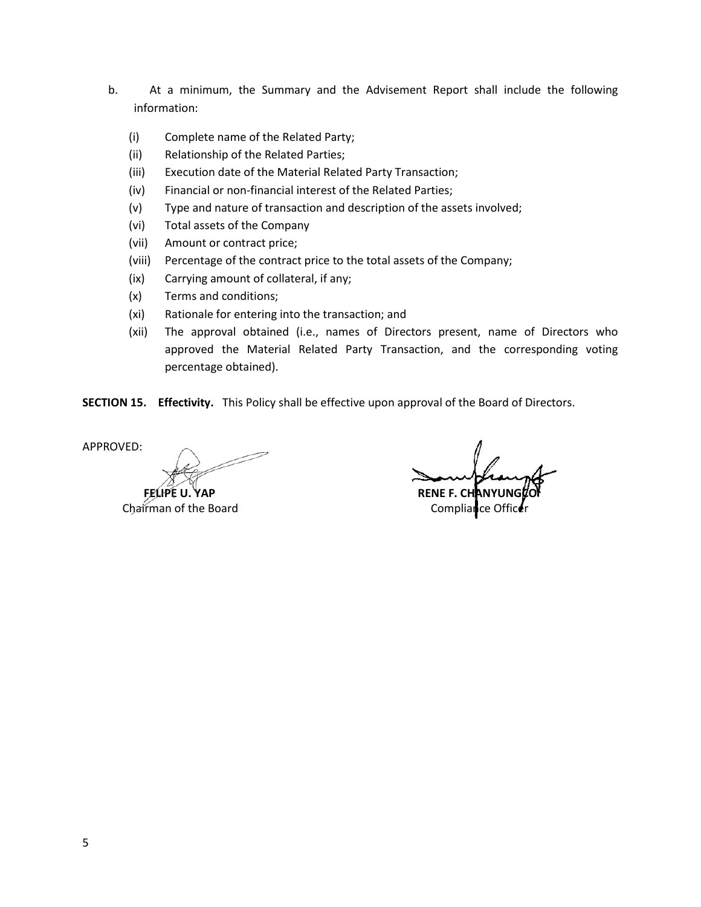b. At a minimum, the Summary and the Advisement Report shall include the following information:

   (i) Complete name of the Related Party;
   (ii) Relationship of the Related Parties;
   (iii) Execution date of the Material Related Party Transaction;
   (iv) Financial or non-financial interest of the Related Parties;
   (v) Type and nature of transaction and description of the assets involved;
   (vi) Total assets of the Company
   (vii) Amount or contract price;
   (viii) Percentage of the contract price to the total assets of the Company;
   (ix) Carrying amount of collateral, if any;
   (x) Terms and conditions;
   (xi) Rationale for entering into the transaction; and
   (xii) The approval obtained (i.e., names of Directors present, name of Directors who approved the Material Related Party Transaction, and the corresponding voting percentage obtained).

**SECTION 15. Effectivity.** This Policy shall be effective upon approval of the Board of Directors.

APPROVED:

**FELIPE U. YAP**
Chairman of the Board

**RENE F. CHANYUNGCO**
Compliance Officer